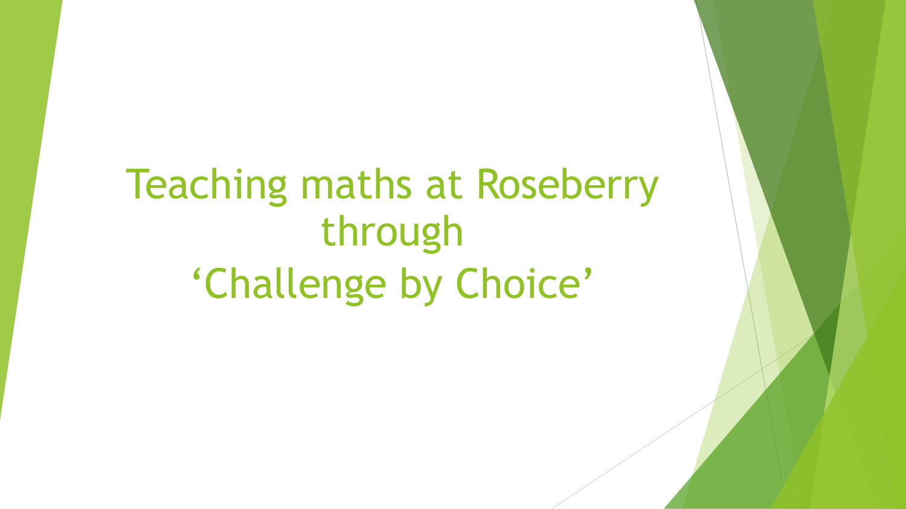# Teaching maths at Roseberry through 'Challenge by Choice'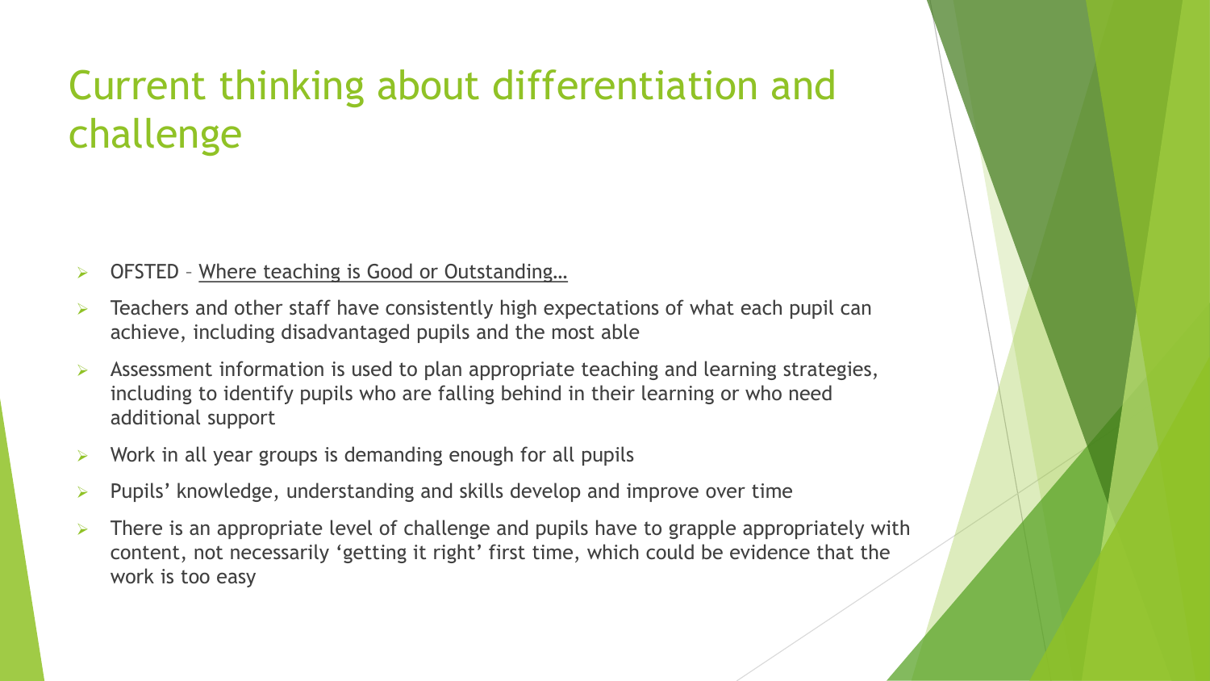# Current thinking about differentiation and challenge

- OFSTED – <u>Where teaching is Good or Outstanding…</u>
- Teachers and other staff have consistently high expectations of what each pupil can achieve, including disadvantaged pupils and the most able
- Assessment information is used to plan appropriate teaching and learning strategies, including to identify pupils who are falling behind in their learning or who need additional support
- Work in all year groups is demanding enough for all pupils
- Pupils' knowledge, understanding and skills develop and improve over time
- There is an appropriate level of challenge and pupils have to grapple appropriately with content, not necessarily 'getting it right' first time, which could be evidence that the work is too easy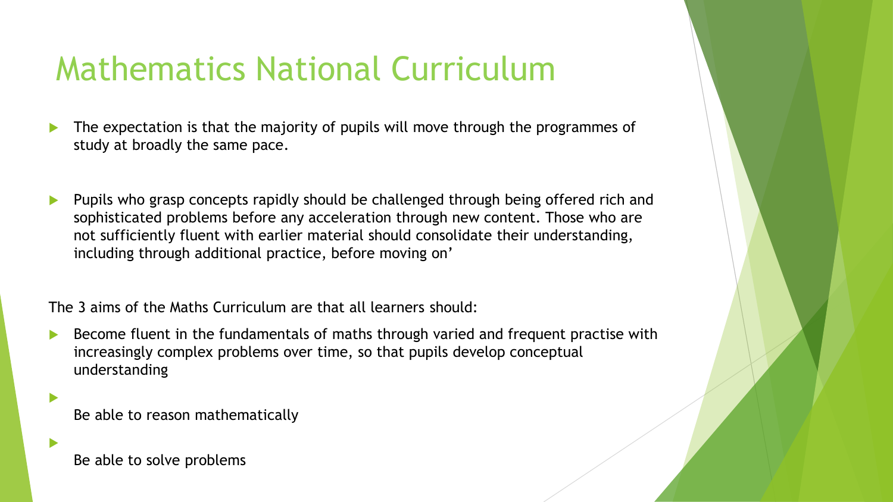# Mathematics National Curriculum

- The expectation is that the majority of pupils will move through the programmes of study at broadly the same pace.
- Pupils who grasp concepts rapidly should be challenged through being offered rich and sophisticated problems before any acceleration through new content. Those who are not sufficiently fluent with earlier material should consolidate their understanding, including through additional practice, before moving on'

The 3 aims of the Maths Curriculum are that all learners should:

- Become fluent in the fundamentals of maths through varied and frequent practise with increasingly complex problems over time, so that pupils develop conceptual understanding
- Be able to reason mathematically
- Be able to solve problems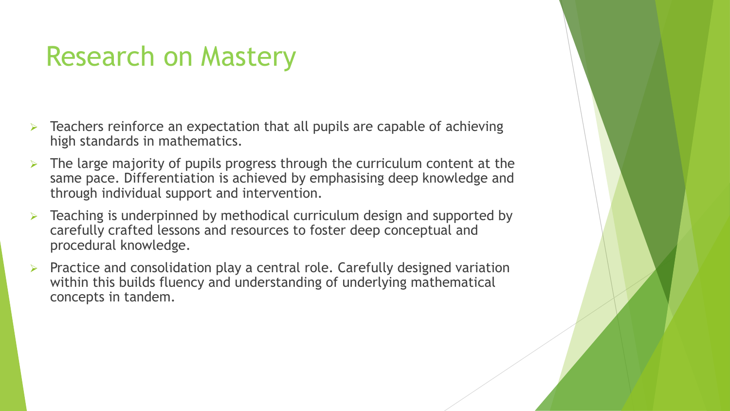# Research on Mastery

- Teachers reinforce an expectation that all pupils are capable of achieving high standards in mathematics.
- The large majority of pupils progress through the curriculum content at the same pace. Differentiation is achieved by emphasising deep knowledge and through individual support and intervention.
- Teaching is underpinned by methodical curriculum design and supported by carefully crafted lessons and resources to foster deep conceptual and procedural knowledge.
- Practice and consolidation play a central role. Carefully designed variation within this builds fluency and understanding of underlying mathematical concepts in tandem.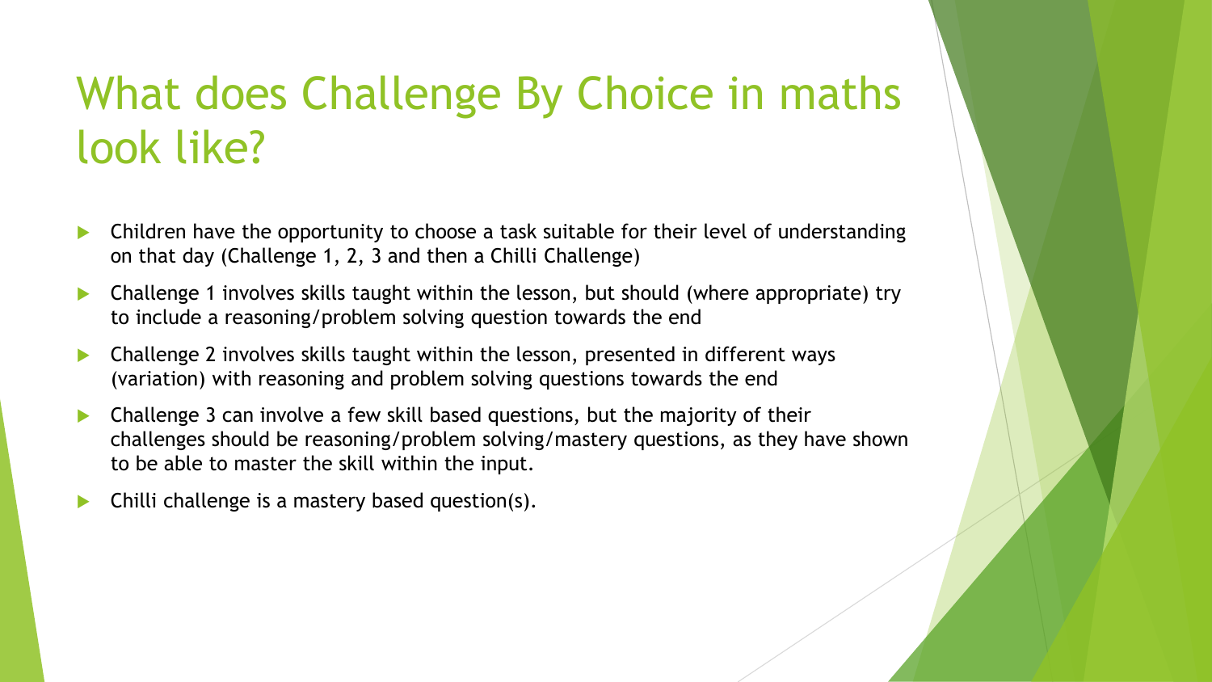# What does Challenge By Choice in maths look like?

- Children have the opportunity to choose a task suitable for their level of understanding on that day (Challenge 1, 2, 3 and then a Chilli Challenge)
- Challenge 1 involves skills taught within the lesson, but should (where appropriate) try to include a reasoning/problem solving question towards the end
- Challenge 2 involves skills taught within the lesson, presented in different ways (variation) with reasoning and problem solving questions towards the end
- Challenge 3 can involve a few skill based questions, but the majority of their challenges should be reasoning/problem solving/mastery questions, as they have shown to be able to master the skill within the input.
- Chilli challenge is a mastery based question(s).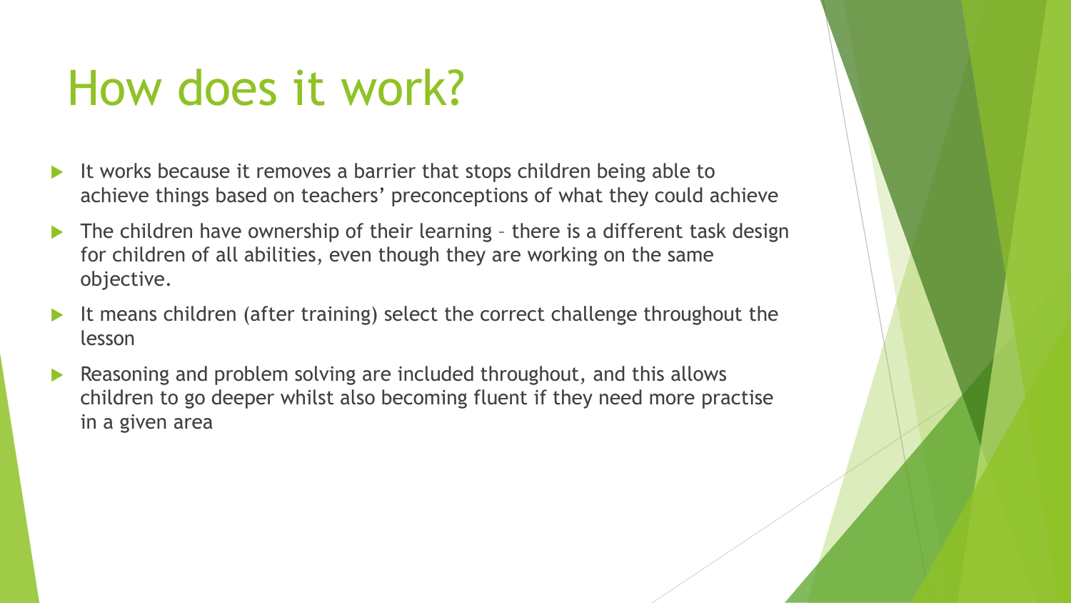# How does it work?

- It works because it removes a barrier that stops children being able to achieve things based on teachers' preconceptions of what they could achieve
- The children have ownership of their learning – there is a different task design for children of all abilities, even though they are working on the same objective.
- It means children (after training) select the correct challenge throughout the lesson
- Reasoning and problem solving are included throughout, and this allows children to go deeper whilst also becoming fluent if they need more practise in a given area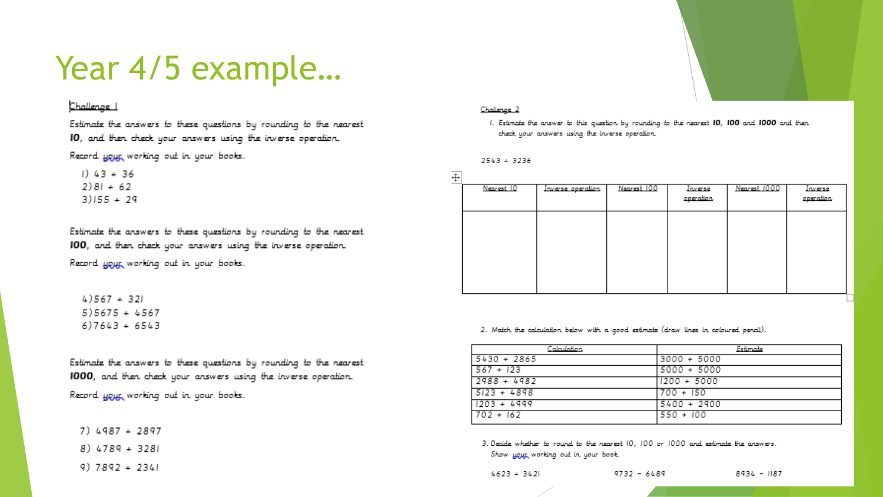# Year 4/5 example…

Challenge 1

Estimate the answers to these questions by rounding to the nearest **10**, and then check your answers using the inverse operation.

Record your working out in your books.

1) 43 + 36
2) 81 + 62
3) 155 + 29

Estimate the answers to these questions by rounding to the nearest **100**, and then check your answers using the inverse operation.

Record your working out in your books.

4) 567 + 321
5) 5675 + 4567
6) 7643 + 6543

Estimate the answers to these questions by rounding to the nearest **1000**, and then check your answers using the inverse operation.

Record your working out in your books.

7) 4987 + 2897
8) 4789 + 3281
9) 7892 + 2341

Challenge 2

1. Estimate the answer to this question by rounding to the nearest **10**, **100** and **1000** and then check your answers using the inverse operation.

2543 + 3236

| Nearest 10 | Inverse operation | Nearest 100 | Inverse operation | Nearest 1000 | Inverse operation |
| --- | --- | --- | --- | --- | --- |
| | | | | | |

2. Match the calculation below with a good estimate (draw lines in coloured pencil).

| Calculation | Estimate |
| --- | --- |
| 5430 + 2865 | 3000 + 5000 |
| 567 + 123 | 5000 + 5000 |
| 2988 + 4982 | 1200 + 5000 |
| 5123 + 4898 | 700 + 150 |
| 1203 + 4999 | 5400 + 2900 |
| 702 + 162 | 550 + 100 |

3. Decide whether to round to the nearest 10, 100 or 1000 and estimate the answers. Show your working out in your book.

4623 + 3421 9732 − 6489 8934 − 1187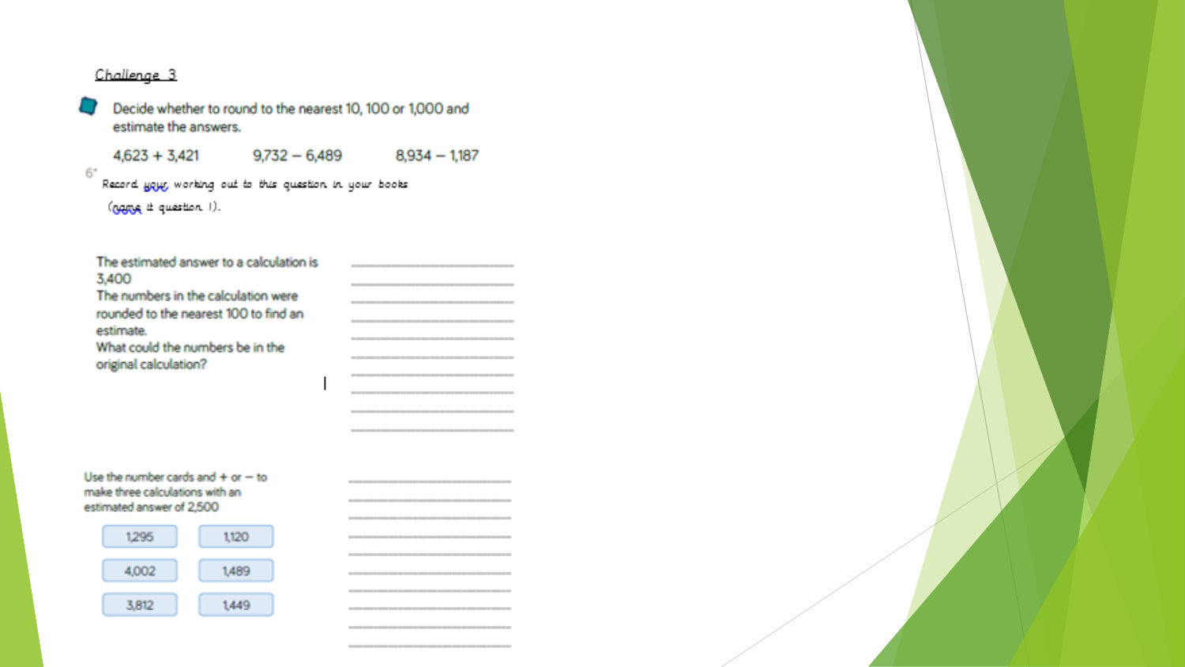## Challenge 3

Decide whether to round to the nearest 10, 100 or 1,000 and estimate the answers.

4,623 + 3,421 9,732 − 6,489 8,934 − 1,187

Record your working out to this question in your books (name it question 1).

The estimated answer to a calculation is 3,400
The numbers in the calculation were rounded to the nearest 100 to find an estimate.
What could the numbers be in the original calculation?

Use the number cards and + or − to make three calculations with an estimated answer of 2,500

| | |
|---|---|
| 1,295 | 1,120 |
| 4,002 | 1,489 |
| 3,812 | 1,449 |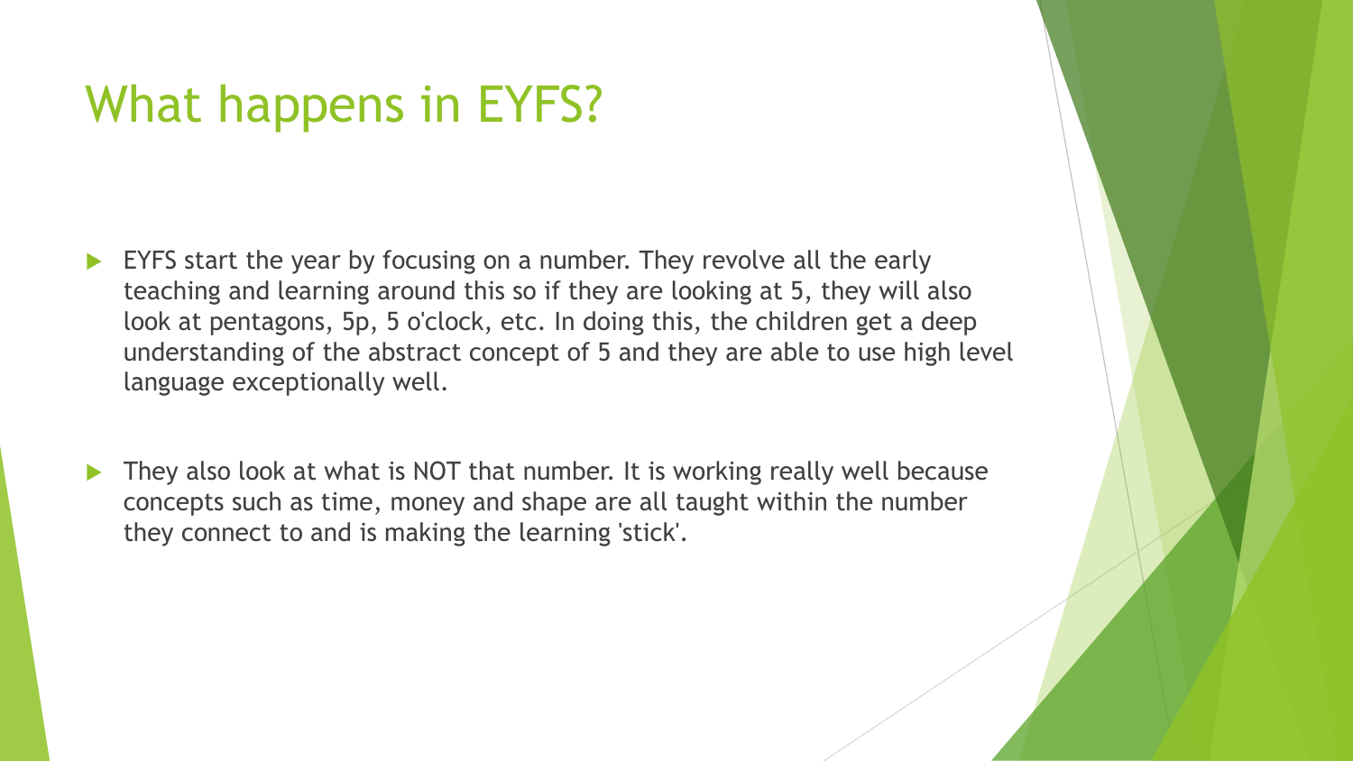# What happens in EYFS?

- EYFS start the year by focusing on a number. They revolve all the early teaching and learning around this so if they are looking at 5, they will also look at pentagons, 5p, 5 o'clock, etc. In doing this, the children get a deep understanding of the abstract concept of 5 and they are able to use high level language exceptionally well.
- They also look at what is NOT that number. It is working really well because concepts such as time, money and shape are all taught within the number they connect to and is making the learning 'stick'.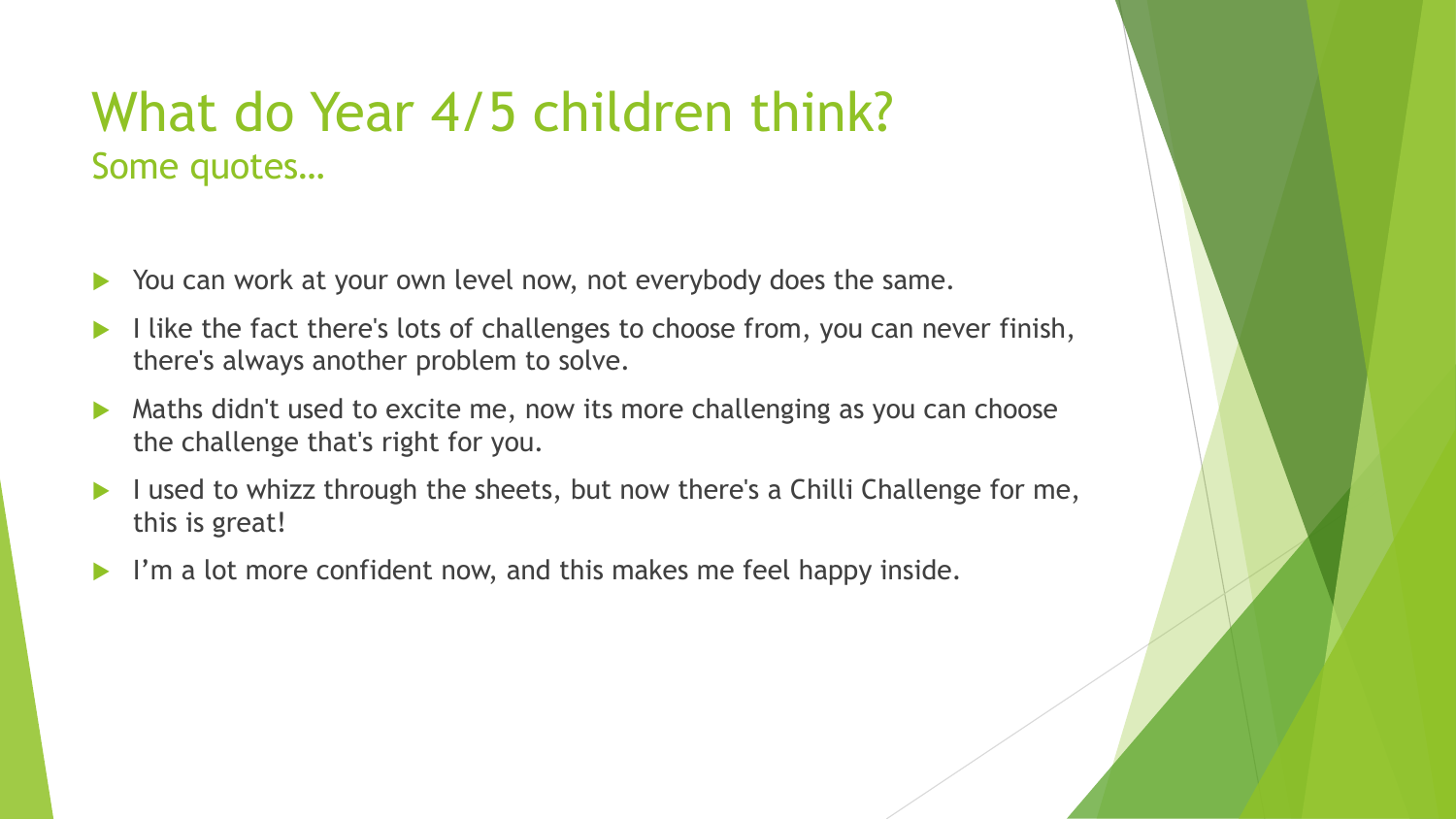# What do Year 4/5 children think?

## Some quotes…

- You can work at your own level now, not everybody does the same.
- I like the fact there's lots of challenges to choose from, you can never finish, there's always another problem to solve.
- Maths didn't used to excite me, now its more challenging as you can choose the challenge that's right for you.
- I used to whizz through the sheets, but now there's a Chilli Challenge for me, this is great!
- I'm a lot more confident now, and this makes me feel happy inside.